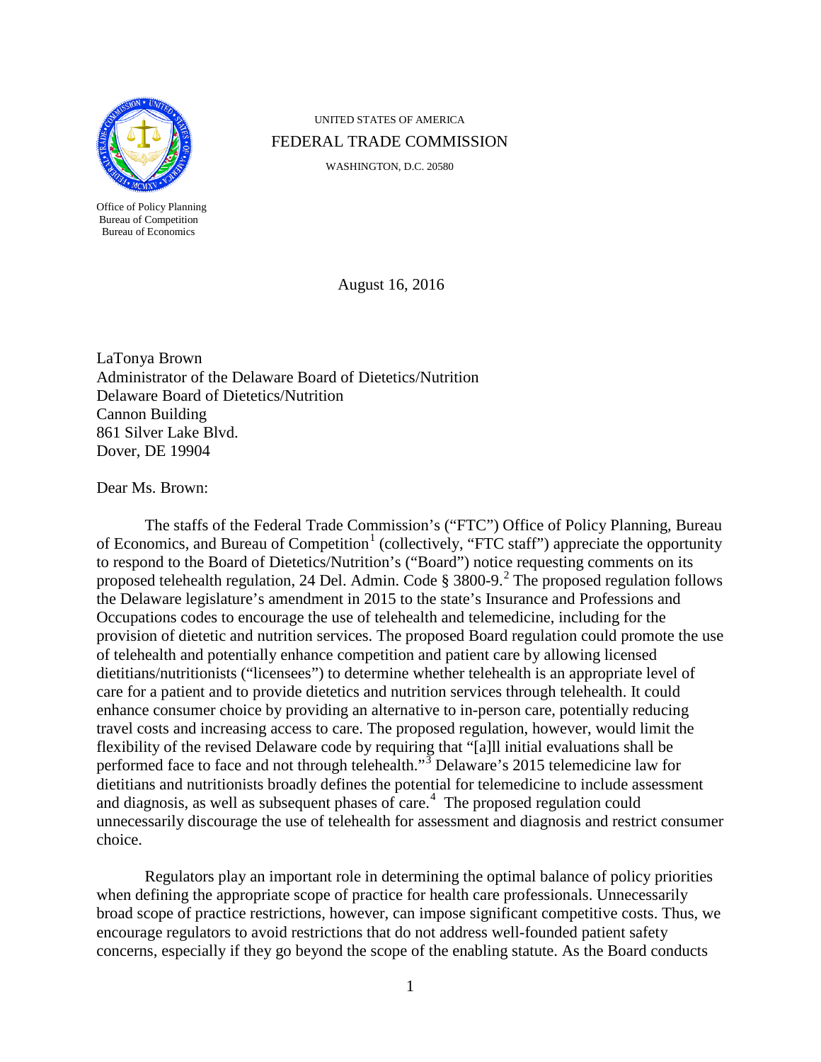UNITED STATES OF AMERICA

FEDERAL TRADE COMMISSION

WASHINGTON, D.C. 20580

Office of Policy Planning
Bureau of Competition
Bureau of Economics

August 16, 2016

LaTonya Brown
Administrator of the Delaware Board of Dietetics/Nutrition
Delaware Board of Dietetics/Nutrition
Cannon Building
861 Silver Lake Blvd.
Dover, DE 19904

Dear Ms. Brown:

The staffs of the Federal Trade Commission's ("FTC") Office of Policy Planning, Bureau of Economics, and Bureau of Competition[1] (collectively, "FTC staff") appreciate the opportunity to respond to the Board of Dietetics/Nutrition's ("Board") notice requesting comments on its proposed telehealth regulation, 24 Del. Admin. Code § 3800-9.[2] The proposed regulation follows the Delaware legislature's amendment in 2015 to the state's Insurance and Professions and Occupations codes to encourage the use of telehealth and telemedicine, including for the provision of dietetic and nutrition services. The proposed Board regulation could promote the use of telehealth and potentially enhance competition and patient care by allowing licensed dietitians/nutritionists ("licensees") to determine whether telehealth is an appropriate level of care for a patient and to provide dietetics and nutrition services through telehealth. It could enhance consumer choice by providing an alternative to in-person care, potentially reducing travel costs and increasing access to care. The proposed regulation, however, would limit the flexibility of the revised Delaware code by requiring that "[a]ll initial evaluations shall be performed face to face and not through telehealth."[3] Delaware's 2015 telemedicine law for dietitians and nutritionists broadly defines the potential for telemedicine to include assessment and diagnosis, as well as subsequent phases of care.[4] The proposed regulation could unnecessarily discourage the use of telehealth for assessment and diagnosis and restrict consumer choice.

Regulators play an important role in determining the optimal balance of policy priorities when defining the appropriate scope of practice for health care professionals. Unnecessarily broad scope of practice restrictions, however, can impose significant competitive costs. Thus, we encourage regulators to avoid restrictions that do not address well-founded patient safety concerns, especially if they go beyond the scope of the enabling statute. As the Board conducts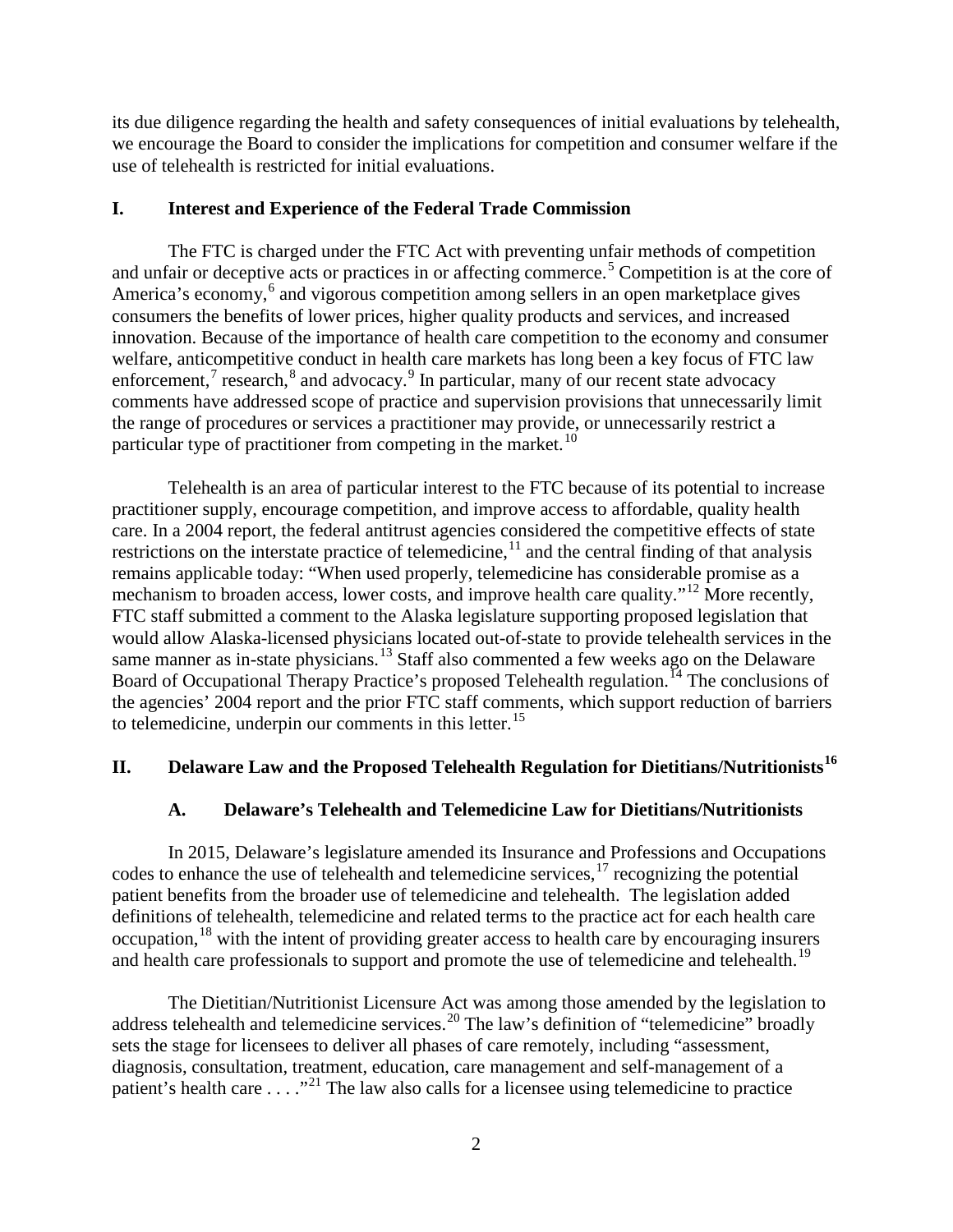its due diligence regarding the health and safety consequences of initial evaluations by telehealth, we encourage the Board to consider the implications for competition and consumer welfare if the use of telehealth is restricted for initial evaluations.

## I. Interest and Experience of the Federal Trade Commission

The FTC is charged under the FTC Act with preventing unfair methods of competition and unfair or deceptive acts or practices in or affecting commerce.[5] Competition is at the core of America's economy,[6] and vigorous competition among sellers in an open marketplace gives consumers the benefits of lower prices, higher quality products and services, and increased innovation. Because of the importance of health care competition to the economy and consumer welfare, anticompetitive conduct in health care markets has long been a key focus of FTC law enforcement,[7] research,[8] and advocacy.[9] In particular, many of our recent state advocacy comments have addressed scope of practice and supervision provisions that unnecessarily limit the range of procedures or services a practitioner may provide, or unnecessarily restrict a particular type of practitioner from competing in the market.[10]

Telehealth is an area of particular interest to the FTC because of its potential to increase practitioner supply, encourage competition, and improve access to affordable, quality health care. In a 2004 report, the federal antitrust agencies considered the competitive effects of state restrictions on the interstate practice of telemedicine,[11] and the central finding of that analysis remains applicable today: "When used properly, telemedicine has considerable promise as a mechanism to broaden access, lower costs, and improve health care quality."[12] More recently, FTC staff submitted a comment to the Alaska legislature supporting proposed legislation that would allow Alaska-licensed physicians located out-of-state to provide telehealth services in the same manner as in-state physicians.[13] Staff also commented a few weeks ago on the Delaware Board of Occupational Therapy Practice's proposed Telehealth regulation.[14] The conclusions of the agencies' 2004 report and the prior FTC staff comments, which support reduction of barriers to telemedicine, underpin our comments in this letter.[15]

## II. Delaware Law and the Proposed Telehealth Regulation for Dietitians/Nutritionists[16]

### A. Delaware's Telehealth and Telemedicine Law for Dietitians/Nutritionists

In 2015, Delaware's legislature amended its Insurance and Professions and Occupations codes to enhance the use of telehealth and telemedicine services,[17] recognizing the potential patient benefits from the broader use of telemedicine and telehealth. The legislation added definitions of telehealth, telemedicine and related terms to the practice act for each health care occupation,[18] with the intent of providing greater access to health care by encouraging insurers and health care professionals to support and promote the use of telemedicine and telehealth.[19]

The Dietitian/Nutritionist Licensure Act was among those amended by the legislation to address telehealth and telemedicine services.[20] The law's definition of "telemedicine" broadly sets the stage for licensees to deliver all phases of care remotely, including "assessment, diagnosis, consultation, treatment, education, care management and self-management of a patient's health care . . . ."[21] The law also calls for a licensee using telemedicine to practice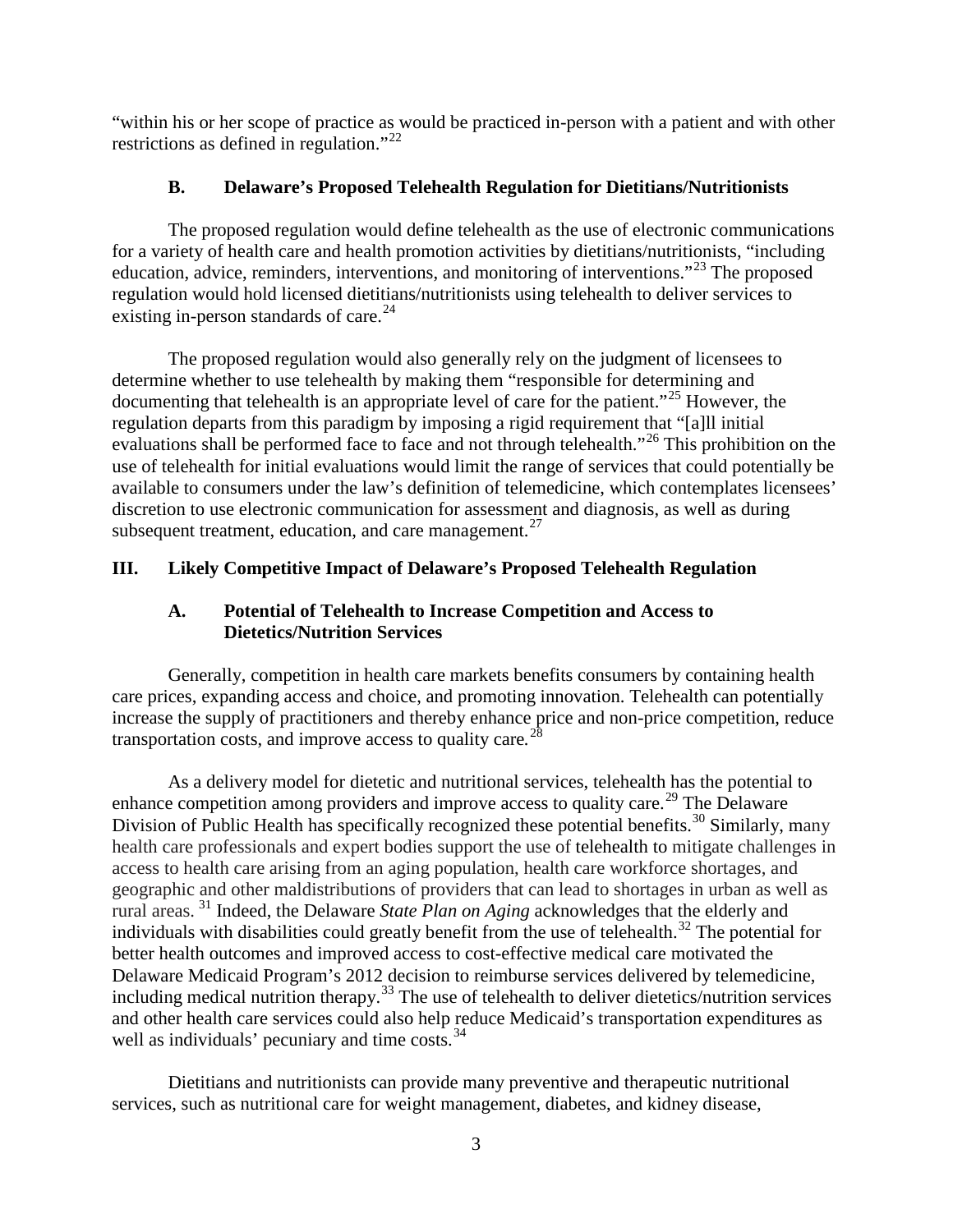"within his or her scope of practice as would be practiced in-person with a patient and with other restrictions as defined in regulation."[22]

### B. Delaware's Proposed Telehealth Regulation for Dietitians/Nutritionists

The proposed regulation would define telehealth as the use of electronic communications for a variety of health care and health promotion activities by dietitians/nutritionists, "including education, advice, reminders, interventions, and monitoring of interventions."[23] The proposed regulation would hold licensed dietitians/nutritionists using telehealth to deliver services to existing in-person standards of care.[24]

The proposed regulation would also generally rely on the judgment of licensees to determine whether to use telehealth by making them "responsible for determining and documenting that telehealth is an appropriate level of care for the patient."[25] However, the regulation departs from this paradigm by imposing a rigid requirement that "[a]ll initial evaluations shall be performed face to face and not through telehealth."[26] This prohibition on the use of telehealth for initial evaluations would limit the range of services that could potentially be available to consumers under the law's definition of telemedicine, which contemplates licensees' discretion to use electronic communication for assessment and diagnosis, as well as during subsequent treatment, education, and care management.[27]

## III. Likely Competitive Impact of Delaware's Proposed Telehealth Regulation

### A. Potential of Telehealth to Increase Competition and Access to Dietetics/Nutrition Services

Generally, competition in health care markets benefits consumers by containing health care prices, expanding access and choice, and promoting innovation. Telehealth can potentially increase the supply of practitioners and thereby enhance price and non-price competition, reduce transportation costs, and improve access to quality care.[28]

As a delivery model for dietetic and nutritional services, telehealth has the potential to enhance competition among providers and improve access to quality care.[29] The Delaware Division of Public Health has specifically recognized these potential benefits.[30] Similarly, many health care professionals and expert bodies support the use of telehealth to mitigate challenges in access to health care arising from an aging population, health care workforce shortages, and geographic and other maldistributions of providers that can lead to shortages in urban as well as rural areas.[31] Indeed, the Delaware *State Plan on Aging* acknowledges that the elderly and individuals with disabilities could greatly benefit from the use of telehealth.[32] The potential for better health outcomes and improved access to cost-effective medical care motivated the Delaware Medicaid Program's 2012 decision to reimburse services delivered by telemedicine, including medical nutrition therapy.[33] The use of telehealth to deliver dietetics/nutrition services and other health care services could also help reduce Medicaid's transportation expenditures as well as individuals' pecuniary and time costs.[34]

Dietitians and nutritionists can provide many preventive and therapeutic nutritional services, such as nutritional care for weight management, diabetes, and kidney disease,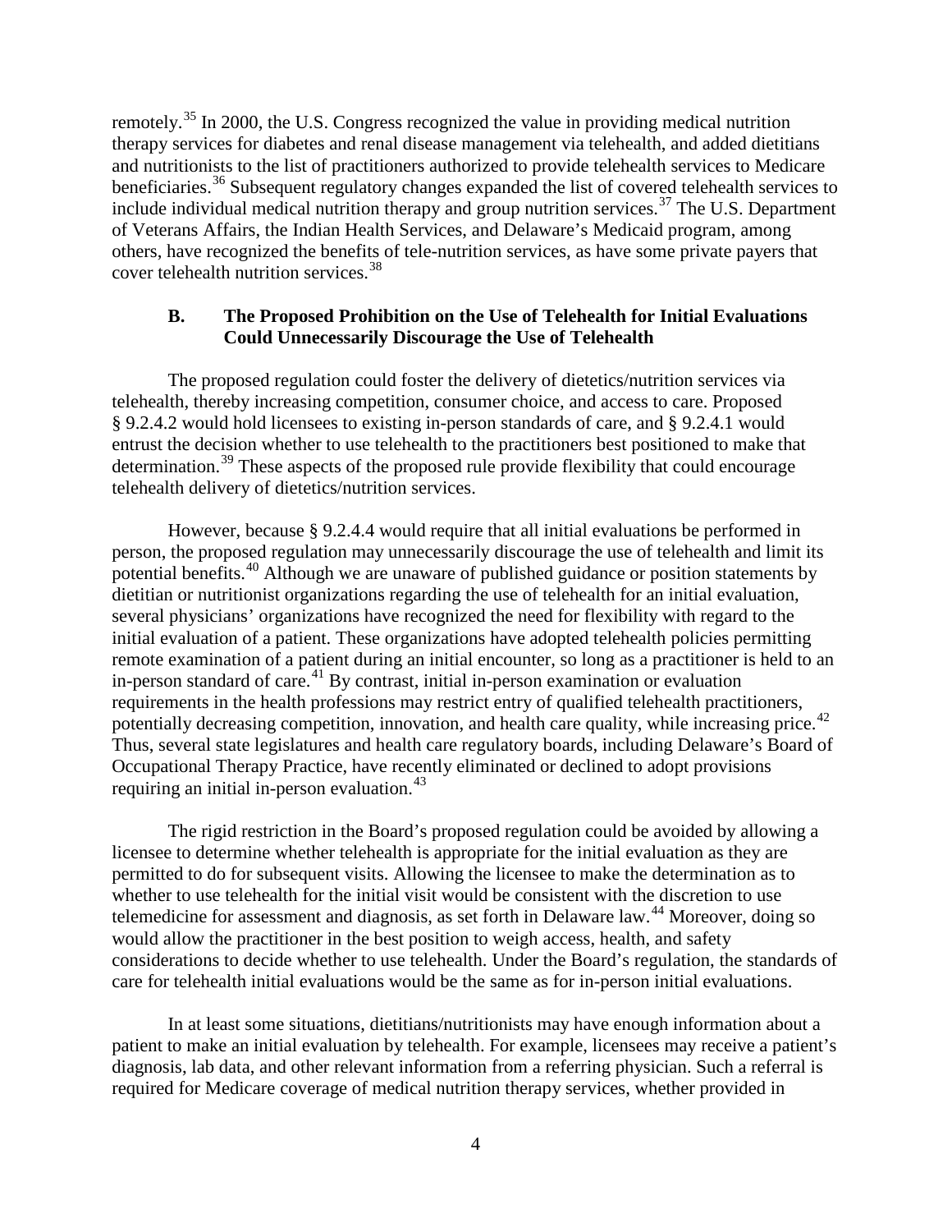remotely.[35] In 2000, the U.S. Congress recognized the value in providing medical nutrition therapy services for diabetes and renal disease management via telehealth, and added dietitians and nutritionists to the list of practitioners authorized to provide telehealth services to Medicare beneficiaries.[36] Subsequent regulatory changes expanded the list of covered telehealth services to include individual medical nutrition therapy and group nutrition services.[37] The U.S. Department of Veterans Affairs, the Indian Health Services, and Delaware's Medicaid program, among others, have recognized the benefits of tele-nutrition services, as have some private payers that cover telehealth nutrition services.[38]

### B. The Proposed Prohibition on the Use of Telehealth for Initial Evaluations Could Unnecessarily Discourage the Use of Telehealth

The proposed regulation could foster the delivery of dietetics/nutrition services via telehealth, thereby increasing competition, consumer choice, and access to care. Proposed § 9.2.4.2 would hold licensees to existing in-person standards of care, and § 9.2.4.1 would entrust the decision whether to use telehealth to the practitioners best positioned to make that determination.[39] These aspects of the proposed rule provide flexibility that could encourage telehealth delivery of dietetics/nutrition services.

However, because § 9.2.4.4 would require that all initial evaluations be performed in person, the proposed regulation may unnecessarily discourage the use of telehealth and limit its potential benefits.[40] Although we are unaware of published guidance or position statements by dietitian or nutritionist organizations regarding the use of telehealth for an initial evaluation, several physicians' organizations have recognized the need for flexibility with regard to the initial evaluation of a patient. These organizations have adopted telehealth policies permitting remote examination of a patient during an initial encounter, so long as a practitioner is held to an in-person standard of care.[41] By contrast, initial in-person examination or evaluation requirements in the health professions may restrict entry of qualified telehealth practitioners, potentially decreasing competition, innovation, and health care quality, while increasing price.[42] Thus, several state legislatures and health care regulatory boards, including Delaware's Board of Occupational Therapy Practice, have recently eliminated or declined to adopt provisions requiring an initial in-person evaluation.[43]

The rigid restriction in the Board's proposed regulation could be avoided by allowing a licensee to determine whether telehealth is appropriate for the initial evaluation as they are permitted to do for subsequent visits. Allowing the licensee to make the determination as to whether to use telehealth for the initial visit would be consistent with the discretion to use telemedicine for assessment and diagnosis, as set forth in Delaware law.[44] Moreover, doing so would allow the practitioner in the best position to weigh access, health, and safety considerations to decide whether to use telehealth. Under the Board's regulation, the standards of care for telehealth initial evaluations would be the same as for in-person initial evaluations.

In at least some situations, dietitians/nutritionists may have enough information about a patient to make an initial evaluation by telehealth. For example, licensees may receive a patient's diagnosis, lab data, and other relevant information from a referring physician. Such a referral is required for Medicare coverage of medical nutrition therapy services, whether provided in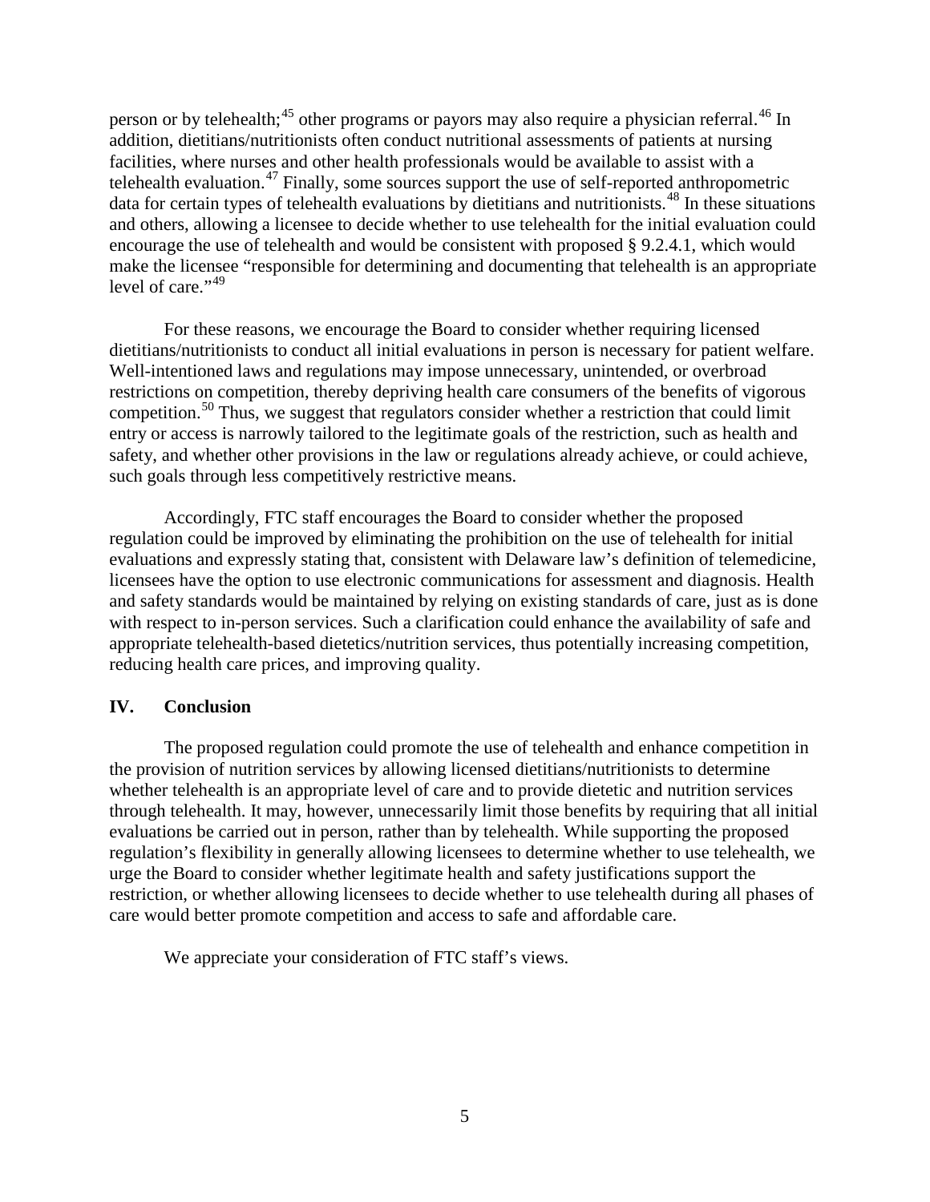person or by telehealth;[45] other programs or payors may also require a physician referral.[46] In addition, dietitians/nutritionists often conduct nutritional assessments of patients at nursing facilities, where nurses and other health professionals would be available to assist with a telehealth evaluation.[47] Finally, some sources support the use of self-reported anthropometric data for certain types of telehealth evaluations by dietitians and nutritionists.[48] In these situations and others, allowing a licensee to decide whether to use telehealth for the initial evaluation could encourage the use of telehealth and would be consistent with proposed § 9.2.4.1, which would make the licensee "responsible for determining and documenting that telehealth is an appropriate level of care."[49]

For these reasons, we encourage the Board to consider whether requiring licensed dietitians/nutritionists to conduct all initial evaluations in person is necessary for patient welfare. Well-intentioned laws and regulations may impose unnecessary, unintended, or overbroad restrictions on competition, thereby depriving health care consumers of the benefits of vigorous competition.[50] Thus, we suggest that regulators consider whether a restriction that could limit entry or access is narrowly tailored to the legitimate goals of the restriction, such as health and safety, and whether other provisions in the law or regulations already achieve, or could achieve, such goals through less competitively restrictive means.

Accordingly, FTC staff encourages the Board to consider whether the proposed regulation could be improved by eliminating the prohibition on the use of telehealth for initial evaluations and expressly stating that, consistent with Delaware law's definition of telemedicine, licensees have the option to use electronic communications for assessment and diagnosis. Health and safety standards would be maintained by relying on existing standards of care, just as is done with respect to in-person services. Such a clarification could enhance the availability of safe and appropriate telehealth-based dietetics/nutrition services, thus potentially increasing competition, reducing health care prices, and improving quality.

## IV. Conclusion

The proposed regulation could promote the use of telehealth and enhance competition in the provision of nutrition services by allowing licensed dietitians/nutritionists to determine whether telehealth is an appropriate level of care and to provide dietetic and nutrition services through telehealth. It may, however, unnecessarily limit those benefits by requiring that all initial evaluations be carried out in person, rather than by telehealth. While supporting the proposed regulation's flexibility in generally allowing licensees to determine whether to use telehealth, we urge the Board to consider whether legitimate health and safety justifications support the restriction, or whether allowing licensees to decide whether to use telehealth during all phases of care would better promote competition and access to safe and affordable care.

We appreciate your consideration of FTC staff's views.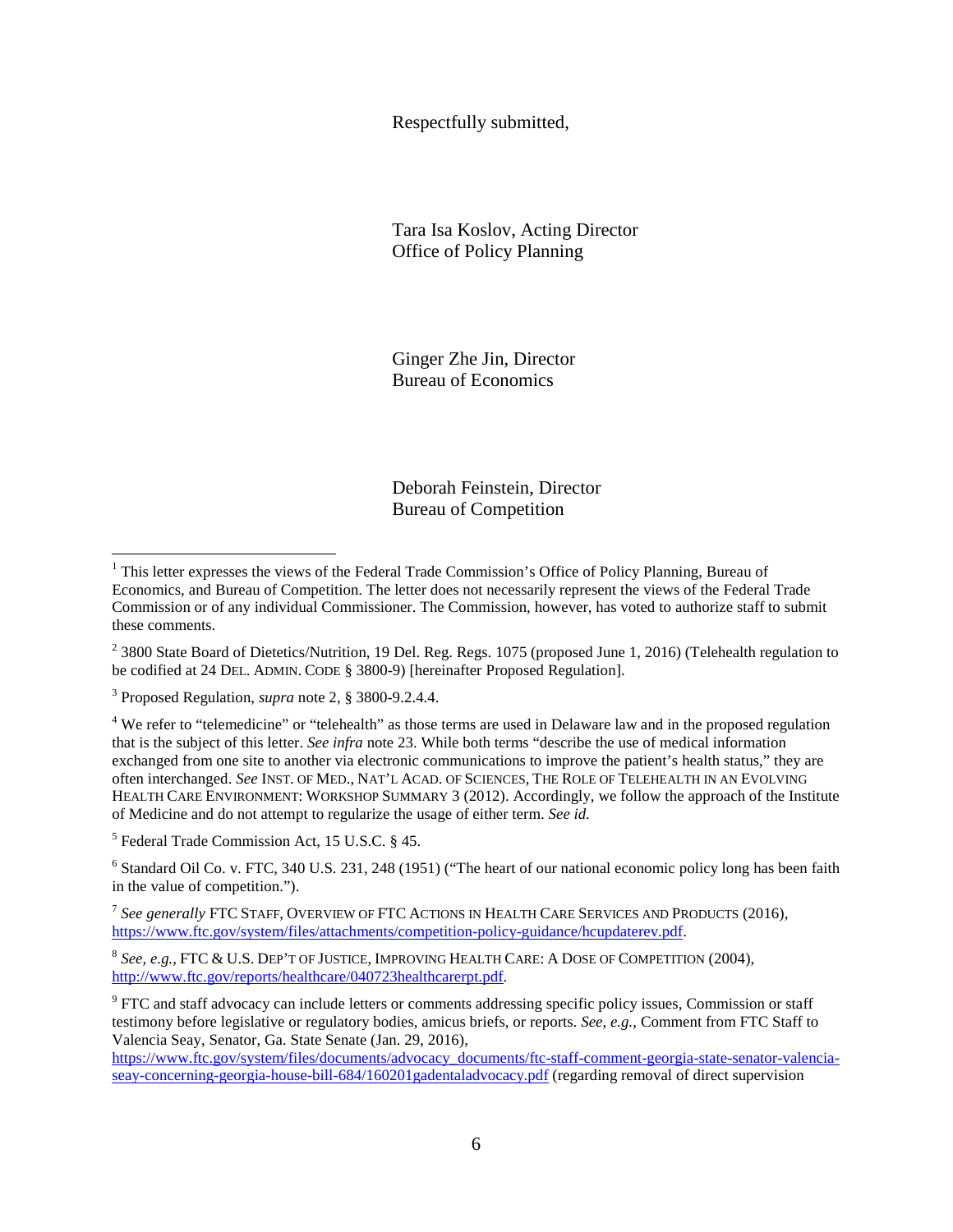Respectfully submitted,

Tara Isa Koslov, Acting Director
Office of Policy Planning

Ginger Zhe Jin, Director
Bureau of Economics

Deborah Feinstein, Director
Bureau of Competition

---

[1] This letter expresses the views of the Federal Trade Commission's Office of Policy Planning, Bureau of Economics, and Bureau of Competition. The letter does not necessarily represent the views of the Federal Trade Commission or of any individual Commissioner. The Commission, however, has voted to authorize staff to submit these comments.

[2] 3800 State Board of Dietetics/Nutrition, 19 Del. Reg. Regs. 1075 (proposed June 1, 2016) (Telehealth regulation to be codified at 24 DEL. ADMIN. CODE § 3800-9) [hereinafter Proposed Regulation].

[3] Proposed Regulation, *supra* note 2, § 3800-9.2.4.4.

[4] We refer to "telemedicine" or "telehealth" as those terms are used in Delaware law and in the proposed regulation that is the subject of this letter. *See infra* note 23. While both terms "describe the use of medical information exchanged from one site to another via electronic communications to improve the patient's health status," they are often interchanged. *See* INST. OF MED., NAT'L ACAD. OF SCIENCES, THE ROLE OF TELEHEALTH IN AN EVOLVING HEALTH CARE ENVIRONMENT: WORKSHOP SUMMARY 3 (2012). Accordingly, we follow the approach of the Institute of Medicine and do not attempt to regularize the usage of either term. *See id.*

[5] Federal Trade Commission Act, 15 U.S.C. § 45.

[6] Standard Oil Co. v. FTC, 340 U.S. 231, 248 (1951) ("The heart of our national economic policy long has been faith in the value of competition.").

[7] *See generally* FTC STAFF, OVERVIEW OF FTC ACTIONS IN HEALTH CARE SERVICES AND PRODUCTS (2016), https://www.ftc.gov/system/files/attachments/competition-policy-guidance/hcupdaterev.pdf.

[8] *See, e.g.*, FTC & U.S. DEP'T OF JUSTICE, IMPROVING HEALTH CARE: A DOSE OF COMPETITION (2004), http://www.ftc.gov/reports/healthcare/040723healthcarerpt.pdf.

[9] FTC and staff advocacy can include letters or comments addressing specific policy issues, Commission or staff testimony before legislative or regulatory bodies, amicus briefs, or reports. *See, e.g.*, Comment from FTC Staff to Valencia Seay, Senator, Ga. State Senate (Jan. 29, 2016), https://www.ftc.gov/system/files/documents/advocacy_documents/ftc-staff-comment-georgia-state-senator-valencia-seay-concerning-georgia-house-bill-684/160201gadentaladvocacy.pdf (regarding removal of direct supervision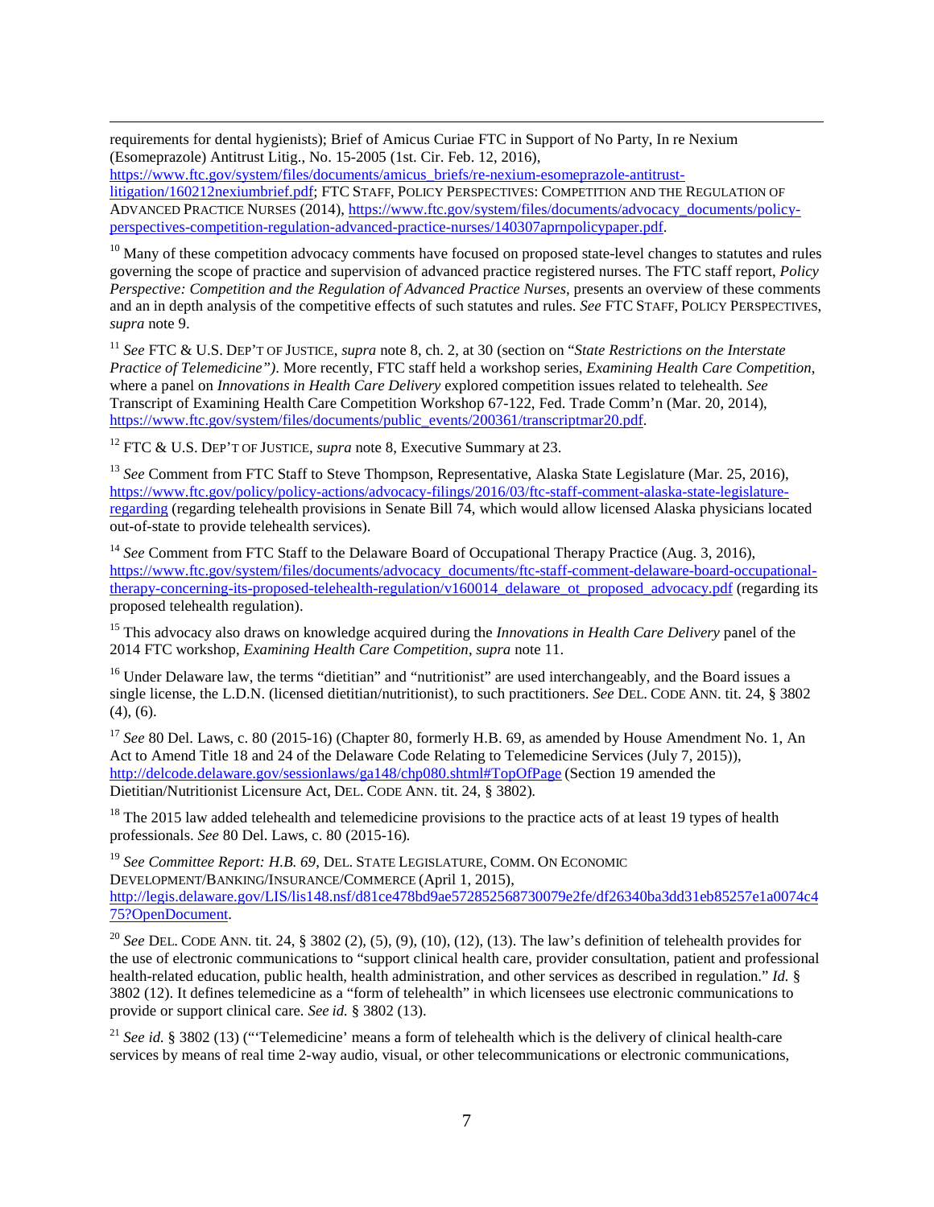requirements for dental hygienists); Brief of Amicus Curiae FTC in Support of No Party, In re Nexium (Esomeprazole) Antitrust Litig., No. 15-2005 (1st. Cir. Feb. 12, 2016), https://www.ftc.gov/system/files/documents/amicus_briefs/re-nexium-esomeprazole-antitrust-litigation/160212nexiumbrief.pdf; FTC STAFF, POLICY PERSPECTIVES: COMPETITION AND THE REGULATION OF ADVANCED PRACTICE NURSES (2014), https://www.ftc.gov/system/files/documents/advocacy_documents/policy-perspectives-competition-regulation-advanced-practice-nurses/140307aprnpolicypaper.pdf.

[10] Many of these competition advocacy comments have focused on proposed state-level changes to statutes and rules governing the scope of practice and supervision of advanced practice registered nurses. The FTC staff report, *Policy Perspective: Competition and the Regulation of Advanced Practice Nurses*, presents an overview of these comments and an in depth analysis of the competitive effects of such statutes and rules. *See* FTC STAFF, POLICY PERSPECTIVES, *supra* note 9.

[11] *See* FTC & U.S. DEP'T OF JUSTICE, *supra* note 8, ch. 2, at 30 (section on "*State Restrictions on the Interstate Practice of Telemedicine")*. More recently, FTC staff held a workshop series, *Examining Health Care Competition*, where a panel on *Innovations in Health Care Delivery* explored competition issues related to telehealth. *See* Transcript of Examining Health Care Competition Workshop 67-122, Fed. Trade Comm'n (Mar. 20, 2014), https://www.ftc.gov/system/files/documents/public_events/200361/transcriptmar20.pdf.

[12] FTC & U.S. DEP'T OF JUSTICE, *supra* note 8, Executive Summary at 23.

[13] *See* Comment from FTC Staff to Steve Thompson, Representative, Alaska State Legislature (Mar. 25, 2016), https://www.ftc.gov/policy/policy-actions/advocacy-filings/2016/03/ftc-staff-comment-alaska-state-legislature-regarding (regarding telehealth provisions in Senate Bill 74, which would allow licensed Alaska physicians located out-of-state to provide telehealth services).

[14] *See* Comment from FTC Staff to the Delaware Board of Occupational Therapy Practice (Aug. 3, 2016), https://www.ftc.gov/system/files/documents/advocacy_documents/ftc-staff-comment-delaware-board-occupational-therapy-concerning-its-proposed-telehealth-regulation/v160014_delaware_ot_proposed_advocacy.pdf (regarding its proposed telehealth regulation).

[15] This advocacy also draws on knowledge acquired during the *Innovations in Health Care Delivery* panel of the 2014 FTC workshop, *Examining Health Care Competition*, *supra* note 11.

[16] Under Delaware law, the terms "dietitian" and "nutritionist" are used interchangeably, and the Board issues a single license, the L.D.N. (licensed dietitian/nutritionist), to such practitioners. *See* DEL. CODE ANN. tit. 24, § 3802 (4), (6).

[17] *See* 80 Del. Laws, c. 80 (2015-16) (Chapter 80, formerly H.B. 69, as amended by House Amendment No. 1, An Act to Amend Title 18 and 24 of the Delaware Code Relating to Telemedicine Services (July 7, 2015)), http://delcode.delaware.gov/sessionlaws/ga148/chp080.shtml#TopOfPage (Section 19 amended the Dietitian/Nutritionist Licensure Act, DEL. CODE ANN. tit. 24, § 3802).

[18] The 2015 law added telehealth and telemedicine provisions to the practice acts of at least 19 types of health professionals. *See* 80 Del. Laws, c. 80 (2015-16).

[19] *See Committee Report: H.B. 69*, DEL. STATE LEGISLATURE, COMM. ON ECONOMIC DEVELOPMENT/BANKING/INSURANCE/COMMERCE (April 1, 2015), http://legis.delaware.gov/LIS/lis148.nsf/d81ce478bd9ae572852568730079e2fe/df26340ba3dd31eb85257e1a0074c475?OpenDocument.

[20] *See* DEL. CODE ANN. tit. 24, § 3802 (2), (5), (9), (10), (12), (13). The law's definition of telehealth provides for the use of electronic communications to "support clinical health care, provider consultation, patient and professional health-related education, public health, health administration, and other services as described in regulation." *Id.* § 3802 (12). It defines telemedicine as a "form of telehealth" in which licensees use electronic communications to provide or support clinical care. *See id.* § 3802 (13).

[21] *See id.* § 3802 (13) ("'Telemedicine' means a form of telehealth which is the delivery of clinical health-care services by means of real time 2-way audio, visual, or other telecommunications or electronic communications,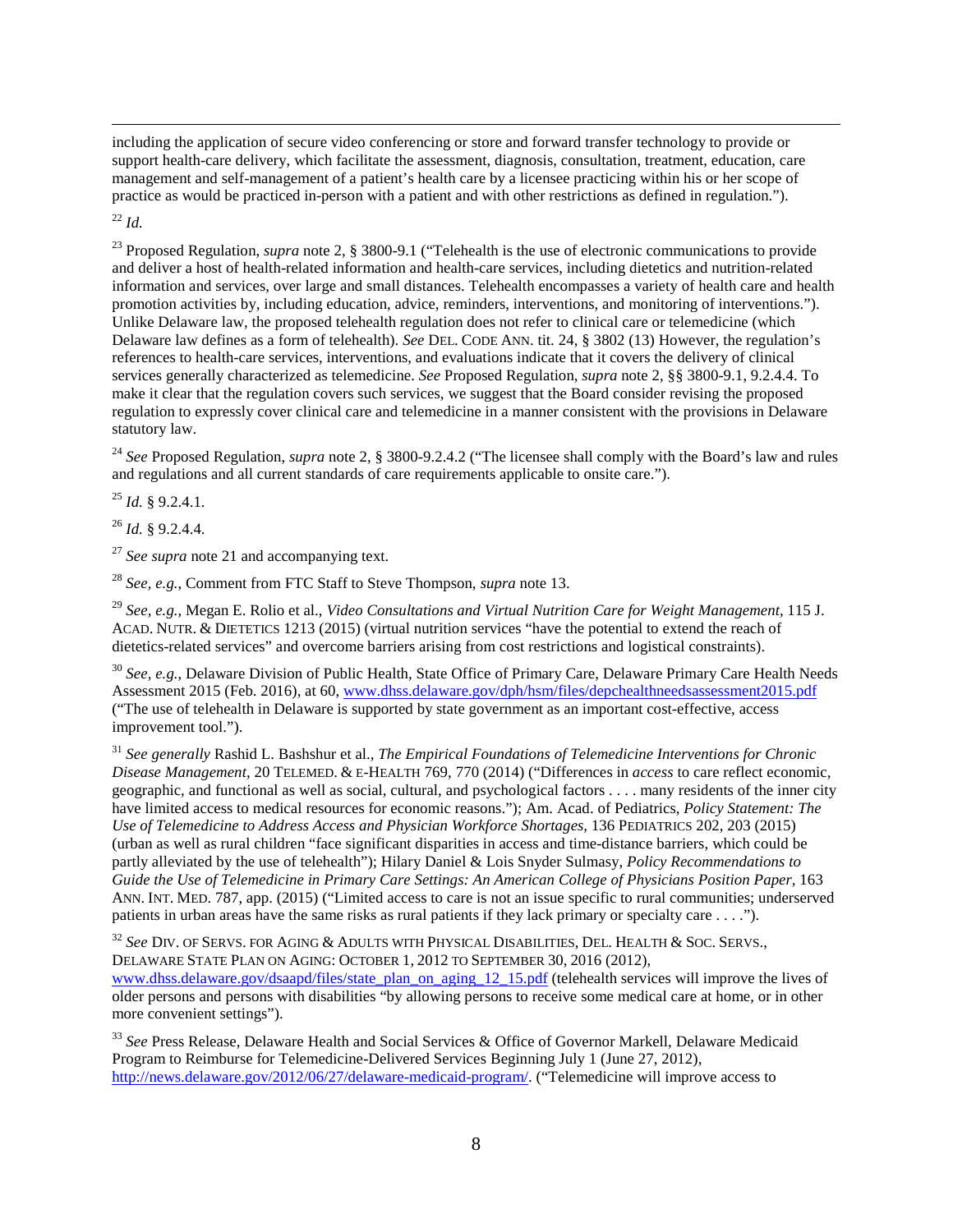including the application of secure video conferencing or store and forward transfer technology to provide or support health-care delivery, which facilitate the assessment, diagnosis, consultation, treatment, education, care management and self-management of a patient's health care by a licensee practicing within his or her scope of practice as would be practiced in-person with a patient and with other restrictions as defined in regulation.").

[22] *Id.*

[23] Proposed Regulation, *supra* note 2, § 3800-9.1 ("Telehealth is the use of electronic communications to provide and deliver a host of health-related information and health-care services, including dietetics and nutrition-related information and services, over large and small distances. Telehealth encompasses a variety of health care and health promotion activities by, including education, advice, reminders, interventions, and monitoring of interventions."). Unlike Delaware law, the proposed telehealth regulation does not refer to clinical care or telemedicine (which Delaware law defines as a form of telehealth). *See* DEL. CODE ANN. tit. 24, § 3802 (13) However, the regulation's references to health-care services, interventions, and evaluations indicate that it covers the delivery of clinical services generally characterized as telemedicine. *See* Proposed Regulation, *supra* note 2, §§ 3800-9.1, 9.2.4.4. To make it clear that the regulation covers such services, we suggest that the Board consider revising the proposed regulation to expressly cover clinical care and telemedicine in a manner consistent with the provisions in Delaware statutory law.

[24] *See* Proposed Regulation, *supra* note 2, § 3800-9.2.4.2 ("The licensee shall comply with the Board's law and rules and regulations and all current standards of care requirements applicable to onsite care.").

[25] *Id.* § 9.2.4.1.

[26] *Id.* § 9.2.4.4.

[27] *See supra* note 21 and accompanying text.

[28] *See, e.g.*, Comment from FTC Staff to Steve Thompson, *supra* note 13.

[29] *See, e.g.*, Megan E. Rolio et al., *Video Consultations and Virtual Nutrition Care for Weight Management*, 115 J. ACAD. NUTR. & DIETETICS 1213 (2015) (virtual nutrition services "have the potential to extend the reach of dietetics-related services" and overcome barriers arising from cost restrictions and logistical constraints).

[30] *See, e.g.*, Delaware Division of Public Health, State Office of Primary Care, Delaware Primary Care Health Needs Assessment 2015 (Feb. 2016), at 60, www.dhss.delaware.gov/dph/hsm/files/depchealthneedsassessment2015.pdf ("The use of telehealth in Delaware is supported by state government as an important cost-effective, access improvement tool.").

[31] *See generally* Rashid L. Bashshur et al., *The Empirical Foundations of Telemedicine Interventions for Chronic Disease Management*, 20 TELEMED. & E-HEALTH 769, 770 (2014) ("Differences in *access* to care reflect economic, geographic, and functional as well as social, cultural, and psychological factors . . . . many residents of the inner city have limited access to medical resources for economic reasons."); Am. Acad. of Pediatrics, *Policy Statement: The Use of Telemedicine to Address Access and Physician Workforce Shortages*, 136 PEDIATRICS 202, 203 (2015) (urban as well as rural children "face significant disparities in access and time-distance barriers, which could be partly alleviated by the use of telehealth"); Hilary Daniel & Lois Snyder Sulmasy, *Policy Recommendations to Guide the Use of Telemedicine in Primary Care Settings: An American College of Physicians Position Paper*, 163 ANN. INT. MED. 787, app. (2015) ("Limited access to care is not an issue specific to rural communities; underserved patients in urban areas have the same risks as rural patients if they lack primary or specialty care . . . .").

[32] *See* DIV. OF SERVS. FOR AGING & ADULTS WITH PHYSICAL DISABILITIES, DEL. HEALTH & SOC. SERVS., DELAWARE STATE PLAN ON AGING: OCTOBER 1, 2012 TO SEPTEMBER 30, 2016 (2012), www.dhss.delaware.gov/dsaapd/files/state_plan_on_aging_12_15.pdf (telehealth services will improve the lives of older persons and persons with disabilities "by allowing persons to receive some medical care at home, or in other more convenient settings").

[33] *See* Press Release, Delaware Health and Social Services & Office of Governor Markell, Delaware Medicaid Program to Reimburse for Telemedicine-Delivered Services Beginning July 1 (June 27, 2012), http://news.delaware.gov/2012/06/27/delaware-medicaid-program/. ("Telemedicine will improve access to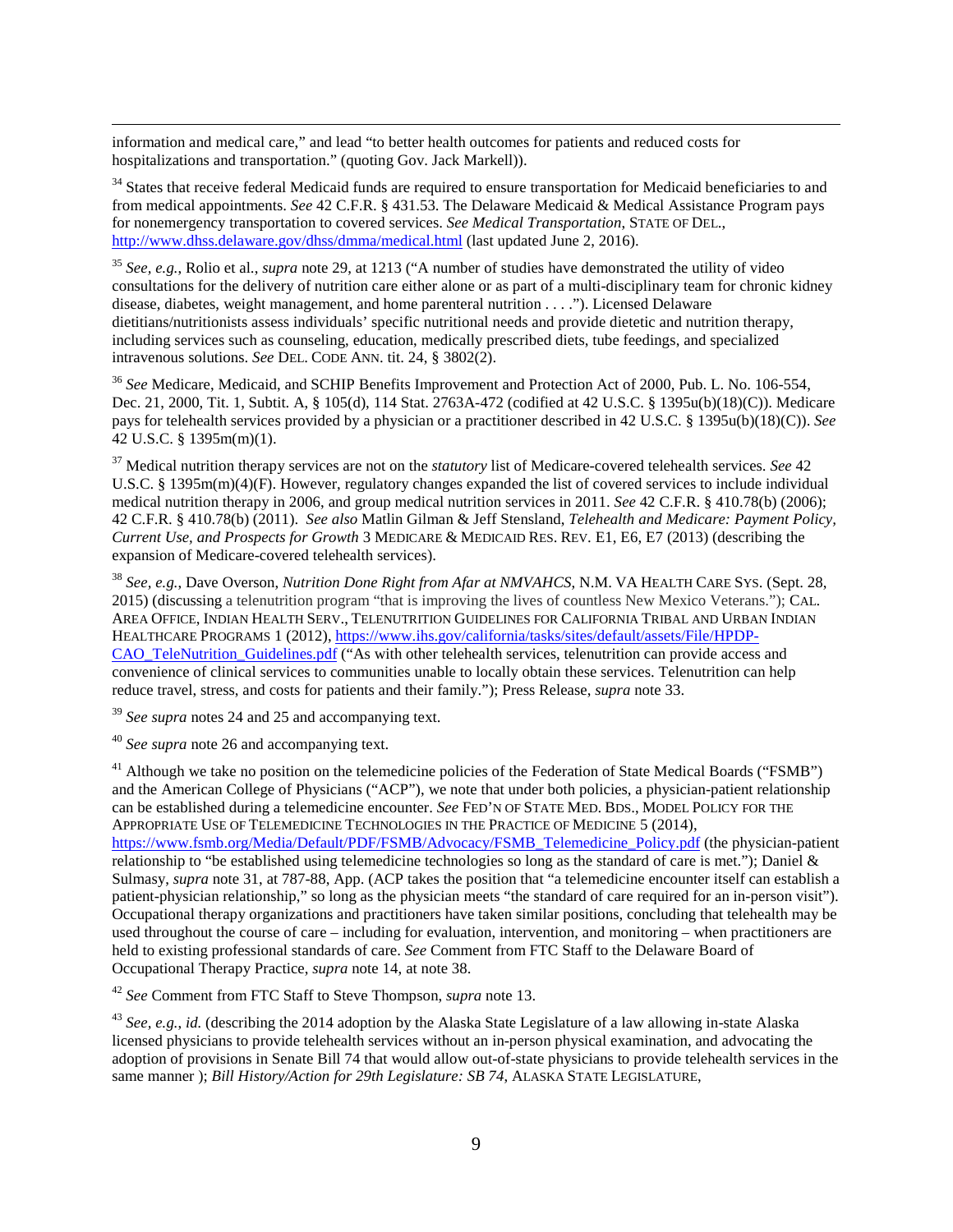information and medical care," and lead "to better health outcomes for patients and reduced costs for hospitalizations and transportation." (quoting Gov. Jack Markell)).

[34] States that receive federal Medicaid funds are required to ensure transportation for Medicaid beneficiaries to and from medical appointments. *See* 42 C.F.R. § 431.53. The Delaware Medicaid & Medical Assistance Program pays for nonemergency transportation to covered services. *See Medical Transportation*, STATE OF DEL., http://www.dhss.delaware.gov/dhss/dmma/medical.html (last updated June 2, 2016).

[35] *See, e.g.*, Rolio et al., *supra* note 29, at 1213 ("A number of studies have demonstrated the utility of video consultations for the delivery of nutrition care either alone or as part of a multi-disciplinary team for chronic kidney disease, diabetes, weight management, and home parenteral nutrition . . . ."). Licensed Delaware dietitians/nutritionists assess individuals' specific nutritional needs and provide dietetic and nutrition therapy, including services such as counseling, education, medically prescribed diets, tube feedings, and specialized intravenous solutions. *See* DEL. CODE ANN. tit. 24, § 3802(2).

[36] *See* Medicare, Medicaid, and SCHIP Benefits Improvement and Protection Act of 2000, Pub. L. No. 106-554, Dec. 21, 2000, Tit. 1, Subtit. A, § 105(d), 114 Stat. 2763A-472 (codified at 42 U.S.C. § 1395u(b)(18)(C)). Medicare pays for telehealth services provided by a physician or a practitioner described in 42 U.S.C. § 1395u(b)(18)(C)). *See* 42 U.S.C. § 1395m(m)(1).

[37] Medical nutrition therapy services are not on the *statutory* list of Medicare-covered telehealth services. *See* 42 U.S.C. § 1395m(m)(4)(F). However, regulatory changes expanded the list of covered services to include individual medical nutrition therapy in 2006, and group medical nutrition services in 2011. *See* 42 C.F.R. § 410.78(b) (2006); 42 C.F.R. § 410.78(b) (2011). *See also* Matlin Gilman & Jeff Stensland, *Telehealth and Medicare: Payment Policy, Current Use, and Prospects for Growth* 3 MEDICARE & MEDICAID RES. REV. E1, E6, E7 (2013) (describing the expansion of Medicare-covered telehealth services).

[38] *See, e.g.*, Dave Overson, *Nutrition Done Right from Afar at NMVAHCS*, N.M. VA HEALTH CARE SYS. (Sept. 28, 2015) (discussing a telenutrition program "that is improving the lives of countless New Mexico Veterans."); CAL. AREA OFFICE, INDIAN HEALTH SERV., TELENUTRITION GUIDELINES FOR CALIFORNIA TRIBAL AND URBAN INDIAN HEALTHCARE PROGRAMS 1 (2012), https://www.ihs.gov/california/tasks/sites/default/assets/File/HPDP-CAO_TeleNutrition_Guidelines.pdf ("As with other telehealth services, telenutrition can provide access and convenience of clinical services to communities unable to locally obtain these services. Telenutrition can help reduce travel, stress, and costs for patients and their family."); Press Release, *supra* note 33.

[39] *See supra* notes 24 and 25 and accompanying text.

[40] *See supra* note 26 and accompanying text.

[41] Although we take no position on the telemedicine policies of the Federation of State Medical Boards ("FSMB") and the American College of Physicians ("ACP"), we note that under both policies, a physician-patient relationship can be established during a telemedicine encounter. *See* FED'N OF STATE MED. BDS., MODEL POLICY FOR THE APPROPRIATE USE OF TELEMEDICINE TECHNOLOGIES IN THE PRACTICE OF MEDICINE 5 (2014), https://www.fsmb.org/Media/Default/PDF/FSMB/Advocacy/FSMB_Telemedicine_Policy.pdf (the physician-patient relationship to "be established using telemedicine technologies so long as the standard of care is met."); Daniel & Sulmasy, *supra* note 31, at 787-88, App. (ACP takes the position that "a telemedicine encounter itself can establish a patient-physician relationship," so long as the physician meets "the standard of care required for an in-person visit"). Occupational therapy organizations and practitioners have taken similar positions, concluding that telehealth may be used throughout the course of care – including for evaluation, intervention, and monitoring – when practitioners are held to existing professional standards of care. *See* Comment from FTC Staff to the Delaware Board of Occupational Therapy Practice, *supra* note 14, at note 38.

[42] *See* Comment from FTC Staff to Steve Thompson, *supra* note 13.

[43] *See, e.g., id.* (describing the 2014 adoption by the Alaska State Legislature of a law allowing in-state Alaska licensed physicians to provide telehealth services without an in-person physical examination, and advocating the adoption of provisions in Senate Bill 74 that would allow out-of-state physicians to provide telehealth services in the same manner ); *Bill History/Action for 29th Legislature: SB 74*, ALASKA STATE LEGISLATURE,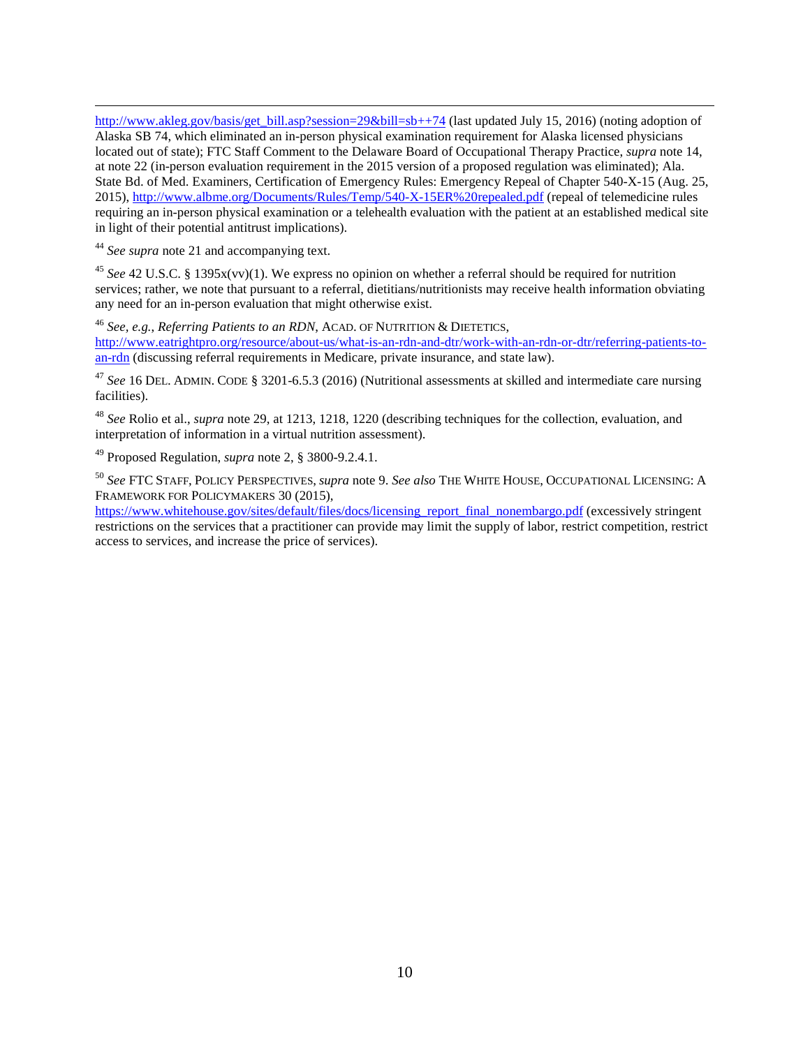http://www.akleg.gov/basis/get_bill.asp?session=29&bill=sb++74 (last updated July 15, 2016) (noting adoption of Alaska SB 74, which eliminated an in-person physical examination requirement for Alaska licensed physicians located out of state); FTC Staff Comment to the Delaware Board of Occupational Therapy Practice, *supra* note 14, at note 22 (in-person evaluation requirement in the 2015 version of a proposed regulation was eliminated); Ala. State Bd. of Med. Examiners, Certification of Emergency Rules: Emergency Repeal of Chapter 540-X-15 (Aug. 25, 2015), http://www.albme.org/Documents/Rules/Temp/540-X-15ER%20repealed.pdf (repeal of telemedicine rules requiring an in-person physical examination or a telehealth evaluation with the patient at an established medical site in light of their potential antitrust implications).

[44] *See supra* note 21 and accompanying text.

[45] *See* 42 U.S.C. § 1395x(vv)(1). We express no opinion on whether a referral should be required for nutrition services; rather, we note that pursuant to a referral, dietitians/nutritionists may receive health information obviating any need for an in-person evaluation that might otherwise exist.

[46] *See, e.g.*, *Referring Patients to an RDN*, ACAD. OF NUTRITION & DIETETICS, http://www.eatrightpro.org/resource/about-us/what-is-an-rdn-and-dtr/work-with-an-rdn-or-dtr/referring-patients-to-an-rdn (discussing referral requirements in Medicare, private insurance, and state law).

[47] *See* 16 DEL. ADMIN. CODE § 3201-6.5.3 (2016) (Nutritional assessments at skilled and intermediate care nursing facilities).

[48] *See* Rolio et al., *supra* note 29, at 1213, 1218, 1220 (describing techniques for the collection, evaluation, and interpretation of information in a virtual nutrition assessment).

[49] Proposed Regulation, *supra* note 2, § 3800-9.2.4.1.

[50] *See* FTC STAFF, POLICY PERSPECTIVES, *supra* note 9. *See also* THE WHITE HOUSE, OCCUPATIONAL LICENSING: A FRAMEWORK FOR POLICYMAKERS 30 (2015), https://www.whitehouse.gov/sites/default/files/docs/licensing_report_final_nonembargo.pdf (excessively stringent restrictions on the services that a practitioner can provide may limit the supply of labor, restrict competition, restrict access to services, and increase the price of services).